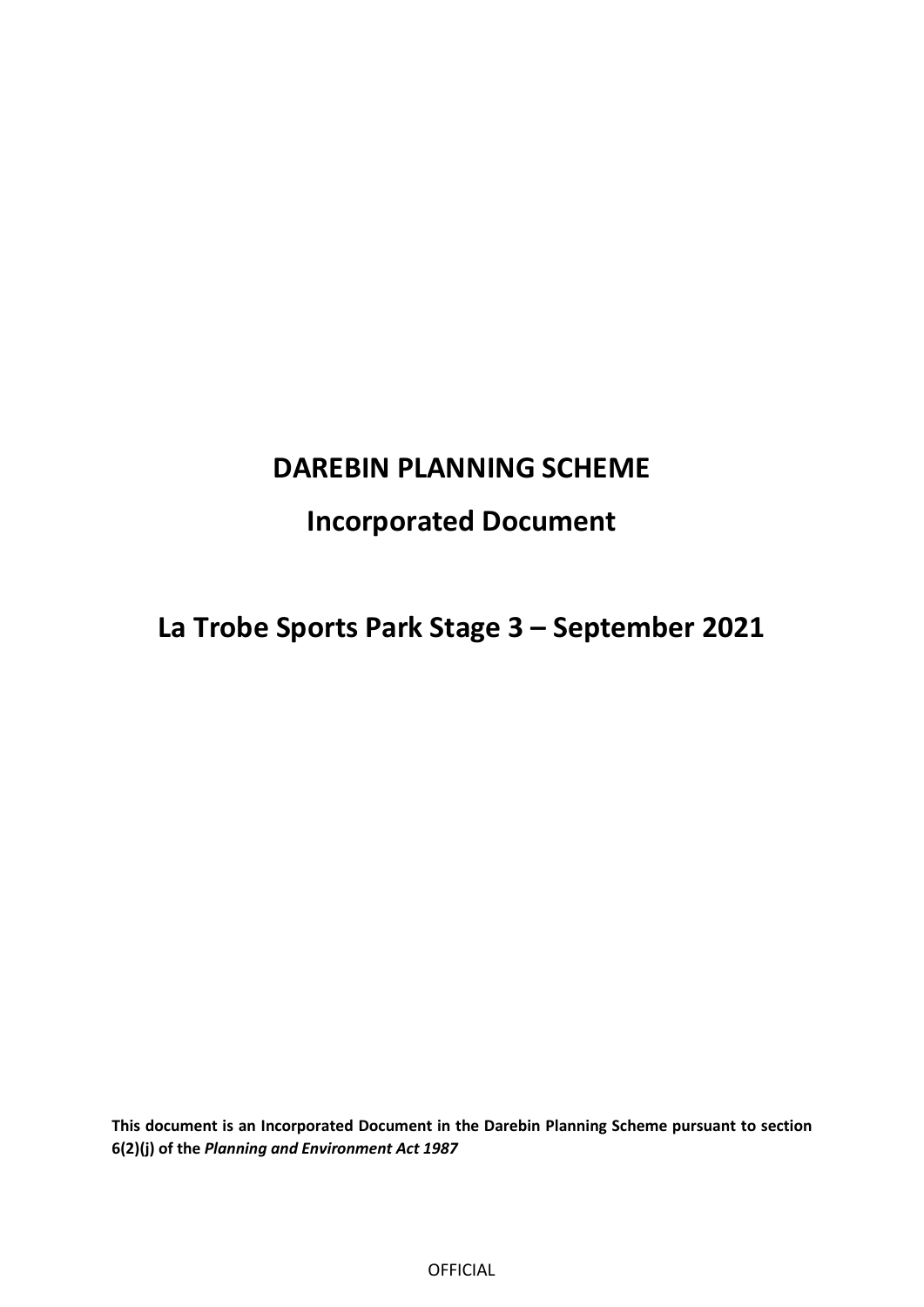# DAREBIN PLANNING SCHEME

# Incorporated Document

# La Trobe Sports Park Stage 3 – September 2021

**This document is an Incorporated Document in the Darebin Planning Scheme pursuant to section 6(2)(j) of the *Planning and Environment Act 1987***

OFFICIAL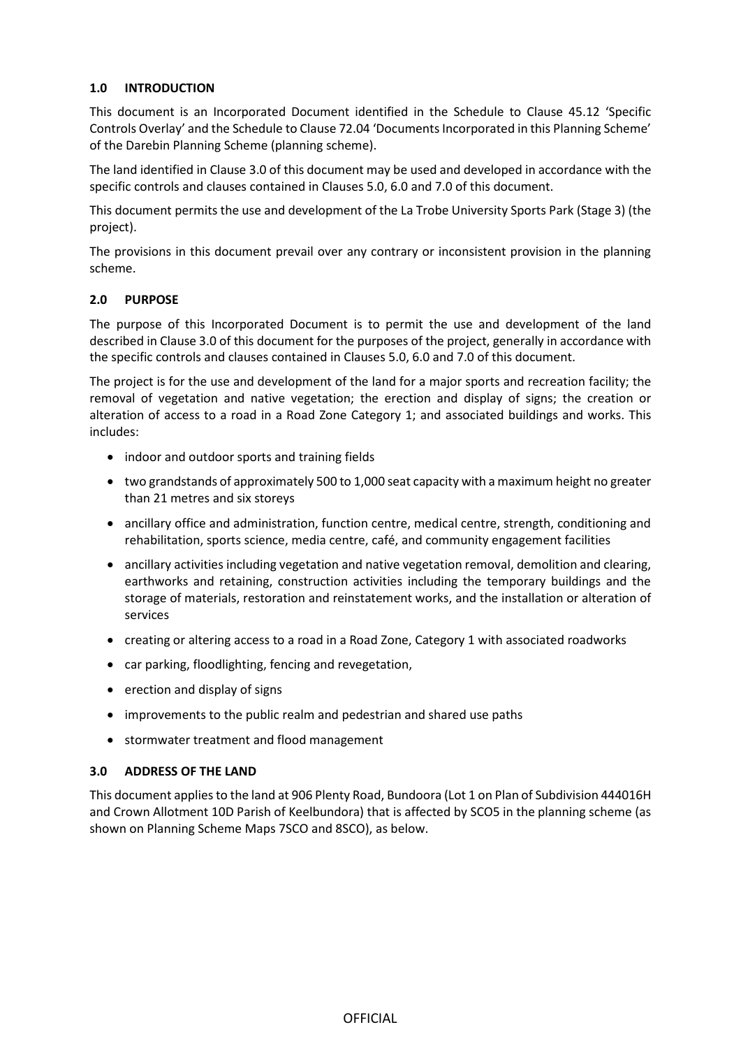## 1.0 INTRODUCTION

This document is an Incorporated Document identified in the Schedule to Clause 45.12 'Specific Controls Overlay' and the Schedule to Clause 72.04 'Documents Incorporated in this Planning Scheme' of the Darebin Planning Scheme (planning scheme).

The land identified in Clause 3.0 of this document may be used and developed in accordance with the specific controls and clauses contained in Clauses 5.0, 6.0 and 7.0 of this document.

This document permits the use and development of the La Trobe University Sports Park (Stage 3) (the project).

The provisions in this document prevail over any contrary or inconsistent provision in the planning scheme.

## 2.0 PURPOSE

The purpose of this Incorporated Document is to permit the use and development of the land described in Clause 3.0 of this document for the purposes of the project, generally in accordance with the specific controls and clauses contained in Clauses 5.0, 6.0 and 7.0 of this document.

The project is for the use and development of the land for a major sports and recreation facility; the removal of vegetation and native vegetation; the erection and display of signs; the creation or alteration of access to a road in a Road Zone Category 1; and associated buildings and works. This includes:

- indoor and outdoor sports and training fields
- two grandstands of approximately 500 to 1,000 seat capacity with a maximum height no greater than 21 metres and six storeys
- ancillary office and administration, function centre, medical centre, strength, conditioning and rehabilitation, sports science, media centre, café, and community engagement facilities
- ancillary activities including vegetation and native vegetation removal, demolition and clearing, earthworks and retaining, construction activities including the temporary buildings and the storage of materials, restoration and reinstatement works, and the installation or alteration of services
- creating or altering access to a road in a Road Zone, Category 1 with associated roadworks
- car parking, floodlighting, fencing and revegetation,
- erection and display of signs
- improvements to the public realm and pedestrian and shared use paths
- stormwater treatment and flood management

## 3.0 ADDRESS OF THE LAND

This document applies to the land at 906 Plenty Road, Bundoora (Lot 1 on Plan of Subdivision 444016H and Crown Allotment 10D Parish of Keelbundora) that is affected by SCO5 in the planning scheme (as shown on Planning Scheme Maps 7SCO and 8SCO), as below.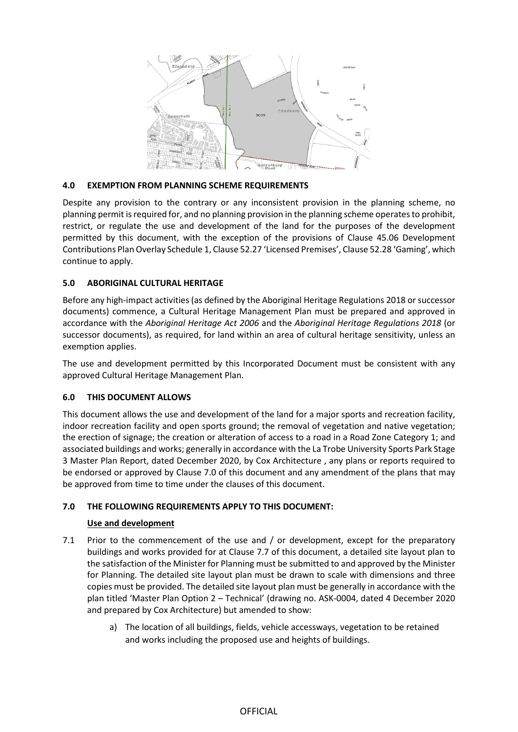## 4.0 EXEMPTION FROM PLANNING SCHEME REQUIREMENTS

Despite any provision to the contrary or any inconsistent provision in the planning scheme, no planning permit is required for, and no planning provision in the planning scheme operates to prohibit, restrict, or regulate the use and development of the land for the purposes of the development permitted by this document, with the exception of the provisions of Clause 45.06 Development Contributions Plan Overlay Schedule 1, Clause 52.27 'Licensed Premises', Clause 52.28 'Gaming', which continue to apply.

## 5.0 ABORIGINAL CULTURAL HERITAGE

Before any high-impact activities (as defined by the Aboriginal Heritage Regulations 2018 or successor documents) commence, a Cultural Heritage Management Plan must be prepared and approved in accordance with the *Aboriginal Heritage Act 2006* and the *Aboriginal Heritage Regulations 2018* (or successor documents), as required, for land within an area of cultural heritage sensitivity, unless an exemption applies.

The use and development permitted by this Incorporated Document must be consistent with any approved Cultural Heritage Management Plan.

## 6.0 THIS DOCUMENT ALLOWS

This document allows the use and development of the land for a major sports and recreation facility, indoor recreation facility and open sports ground; the removal of vegetation and native vegetation; the erection of signage; the creation or alteration of access to a road in a Road Zone Category 1; and associated buildings and works; generally in accordance with the La Trobe University Sports Park Stage 3 Master Plan Report, dated December 2020, by Cox Architecture , any plans or reports required to be endorsed or approved by Clause 7.0 of this document and any amendment of the plans that may be approved from time to time under the clauses of this document.

## 7.0 THE FOLLOWING REQUIREMENTS APPLY TO THIS DOCUMENT:

**Use and development**

7.1 Prior to the commencement of the use and / or development, except for the preparatory buildings and works provided for at Clause 7.7 of this document, a detailed site layout plan to the satisfaction of the Minister for Planning must be submitted to and approved by the Minister for Planning. The detailed site layout plan must be drawn to scale with dimensions and three copies must be provided. The detailed site layout plan must be generally in accordance with the plan titled 'Master Plan Option 2 – Technical' (drawing no. ASK-0004, dated 4 December 2020 and prepared by Cox Architecture) but amended to show:

a) The location of all buildings, fields, vehicle accessways, vegetation to be retained and works including the proposed use and heights of buildings.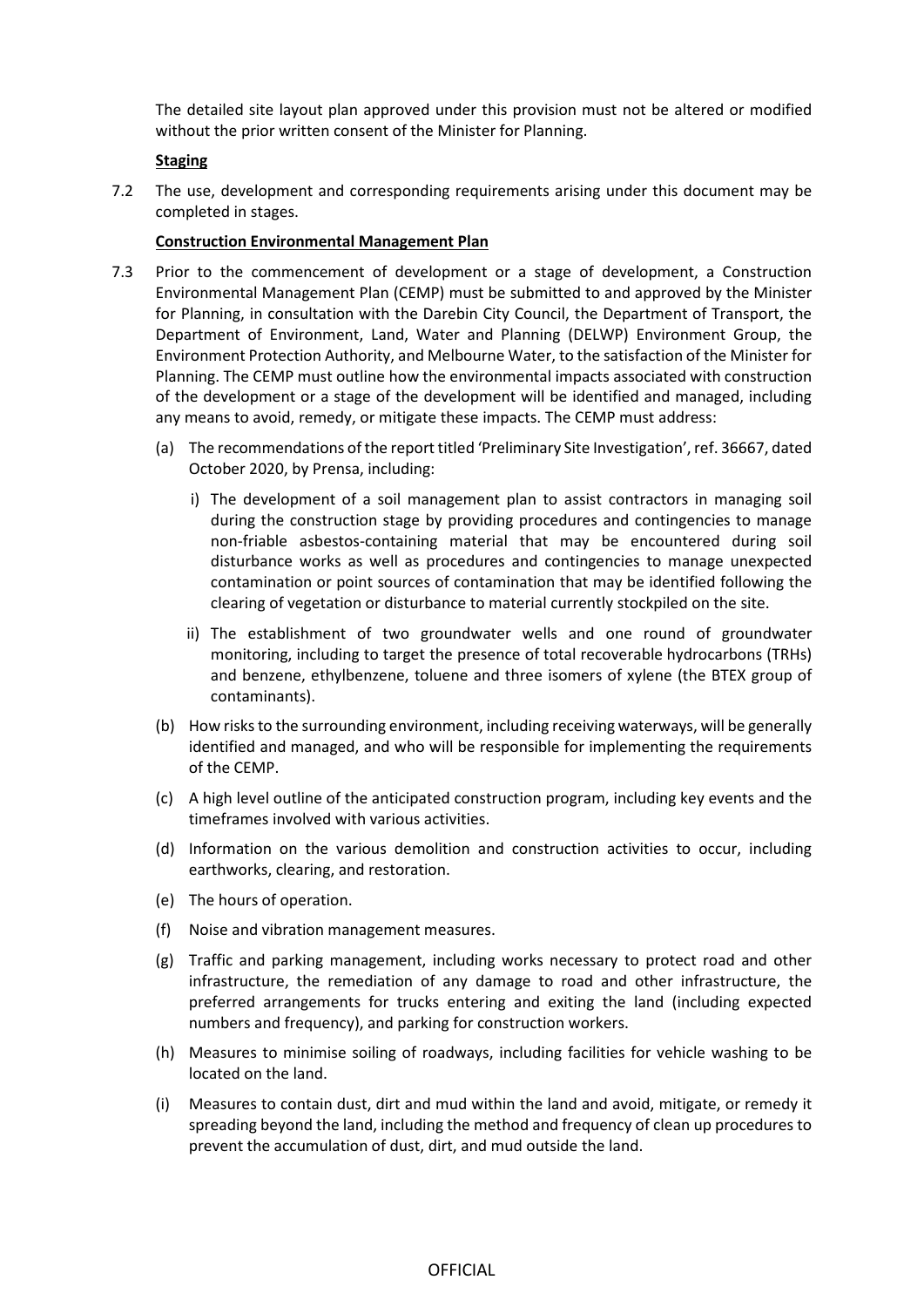The detailed site layout plan approved under this provision must not be altered or modified without the prior written consent of the Minister for Planning.

**Staging**

7.2 The use, development and corresponding requirements arising under this document may be completed in stages.

**Construction Environmental Management Plan**

7.3 Prior to the commencement of development or a stage of development, a Construction Environmental Management Plan (CEMP) must be submitted to and approved by the Minister for Planning, in consultation with the Darebin City Council, the Department of Transport, the Department of Environment, Land, Water and Planning (DELWP) Environment Group, the Environment Protection Authority, and Melbourne Water, to the satisfaction of the Minister for Planning. The CEMP must outline how the environmental impacts associated with construction of the development or a stage of the development will be identified and managed, including any means to avoid, remedy, or mitigate these impacts. The CEMP must address:

(a) The recommendations of the report titled 'Preliminary Site Investigation', ref. 36667, dated October 2020, by Prensa, including:

i) The development of a soil management plan to assist contractors in managing soil during the construction stage by providing procedures and contingencies to manage non-friable asbestos-containing material that may be encountered during soil disturbance works as well as procedures and contingencies to manage unexpected contamination or point sources of contamination that may be identified following the clearing of vegetation or disturbance to material currently stockpiled on the site.

ii) The establishment of two groundwater wells and one round of groundwater monitoring, including to target the presence of total recoverable hydrocarbons (TRHs) and benzene, ethylbenzene, toluene and three isomers of xylene (the BTEX group of contaminants).

(b) How risks to the surrounding environment, including receiving waterways, will be generally identified and managed, and who will be responsible for implementing the requirements of the CEMP.

(c) A high level outline of the anticipated construction program, including key events and the timeframes involved with various activities.

(d) Information on the various demolition and construction activities to occur, including earthworks, clearing, and restoration.

(e) The hours of operation.

(f) Noise and vibration management measures.

(g) Traffic and parking management, including works necessary to protect road and other infrastructure, the remediation of any damage to road and other infrastructure, the preferred arrangements for trucks entering and exiting the land (including expected numbers and frequency), and parking for construction workers.

(h) Measures to minimise soiling of roadways, including facilities for vehicle washing to be located on the land.

(i) Measures to contain dust, dirt and mud within the land and avoid, mitigate, or remedy it spreading beyond the land, including the method and frequency of clean up procedures to prevent the accumulation of dust, dirt, and mud outside the land.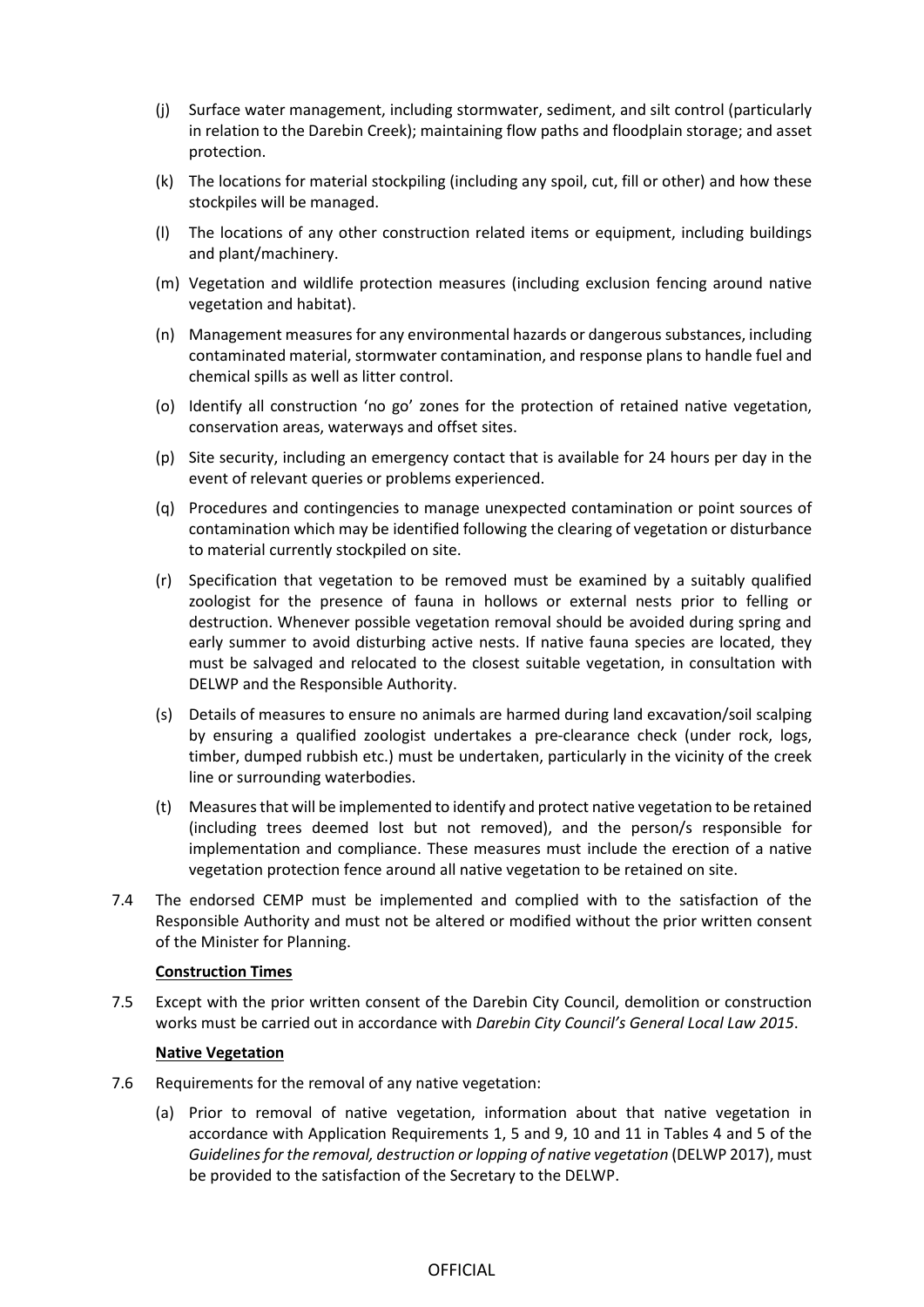(j) Surface water management, including stormwater, sediment, and silt control (particularly in relation to the Darebin Creek); maintaining flow paths and floodplain storage; and asset protection.

(k) The locations for material stockpiling (including any spoil, cut, fill or other) and how these stockpiles will be managed.

(l) The locations of any other construction related items or equipment, including buildings and plant/machinery.

(m) Vegetation and wildlife protection measures (including exclusion fencing around native vegetation and habitat).

(n) Management measures for any environmental hazards or dangerous substances, including contaminated material, stormwater contamination, and response plans to handle fuel and chemical spills as well as litter control.

(o) Identify all construction 'no go' zones for the protection of retained native vegetation, conservation areas, waterways and offset sites.

(p) Site security, including an emergency contact that is available for 24 hours per day in the event of relevant queries or problems experienced.

(q) Procedures and contingencies to manage unexpected contamination or point sources of contamination which may be identified following the clearing of vegetation or disturbance to material currently stockpiled on site.

(r) Specification that vegetation to be removed must be examined by a suitably qualified zoologist for the presence of fauna in hollows or external nests prior to felling or destruction. Whenever possible vegetation removal should be avoided during spring and early summer to avoid disturbing active nests. If native fauna species are located, they must be salvaged and relocated to the closest suitable vegetation, in consultation with DELWP and the Responsible Authority.

(s) Details of measures to ensure no animals are harmed during land excavation/soil scalping by ensuring a qualified zoologist undertakes a pre-clearance check (under rock, logs, timber, dumped rubbish etc.) must be undertaken, particularly in the vicinity of the creek line or surrounding waterbodies.

(t) Measures that will be implemented to identify and protect native vegetation to be retained (including trees deemed lost but not removed), and the person/s responsible for implementation and compliance. These measures must include the erection of a native vegetation protection fence around all native vegetation to be retained on site.

7.4 The endorsed CEMP must be implemented and complied with to the satisfaction of the Responsible Authority and must not be altered or modified without the prior written consent of the Minister for Planning.

**Construction Times**

7.5 Except with the prior written consent of the Darebin City Council, demolition or construction works must be carried out in accordance with *Darebin City Council's General Local Law 2015*.

**Native Vegetation**

7.6 Requirements for the removal of any native vegetation:

(a) Prior to removal of native vegetation, information about that native vegetation in accordance with Application Requirements 1, 5 and 9, 10 and 11 in Tables 4 and 5 of the *Guidelines for the removal, destruction or lopping of native vegetation* (DELWP 2017), must be provided to the satisfaction of the Secretary to the DELWP.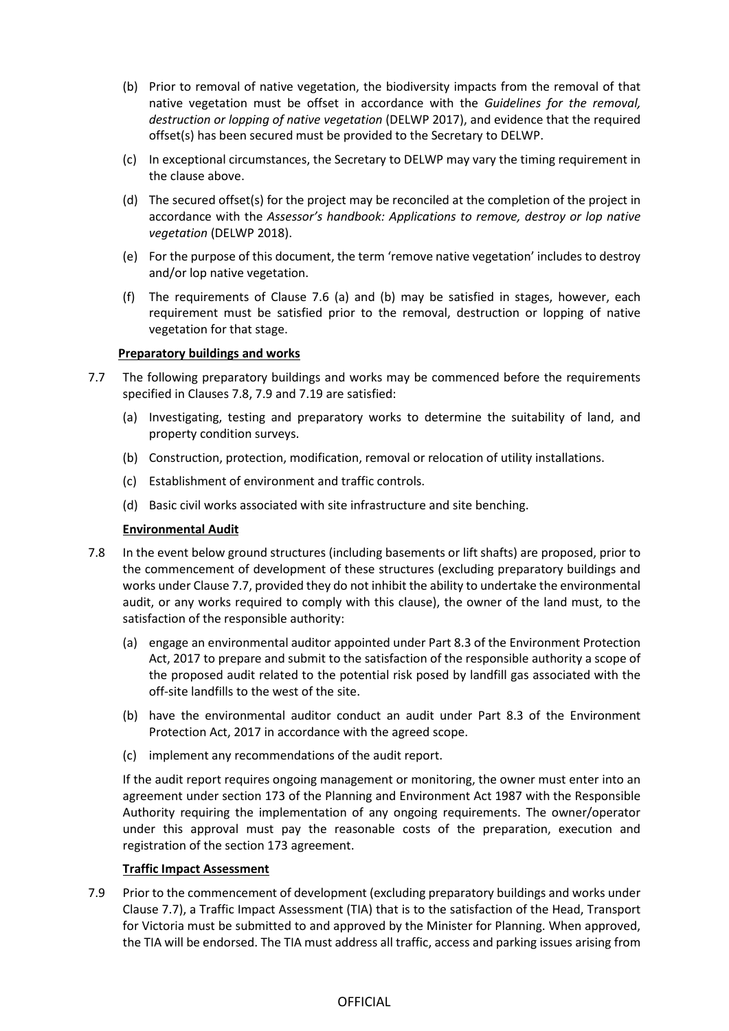(b) Prior to removal of native vegetation, the biodiversity impacts from the removal of that native vegetation must be offset in accordance with the *Guidelines for the removal, destruction or lopping of native vegetation* (DELWP 2017), and evidence that the required offset(s) has been secured must be provided to the Secretary to DELWP.

(c) In exceptional circumstances, the Secretary to DELWP may vary the timing requirement in the clause above.

(d) The secured offset(s) for the project may be reconciled at the completion of the project in accordance with the *Assessor's handbook: Applications to remove, destroy or lop native vegetation* (DELWP 2018).

(e) For the purpose of this document, the term 'remove native vegetation' includes to destroy and/or lop native vegetation.

(f) The requirements of Clause 7.6 (a) and (b) may be satisfied in stages, however, each requirement must be satisfied prior to the removal, destruction or lopping of native vegetation for that stage.

**Preparatory buildings and works**

7.7 The following preparatory buildings and works may be commenced before the requirements specified in Clauses 7.8, 7.9 and 7.19 are satisfied:

(a) Investigating, testing and preparatory works to determine the suitability of land, and property condition surveys.

(b) Construction, protection, modification, removal or relocation of utility installations.

(c) Establishment of environment and traffic controls.

(d) Basic civil works associated with site infrastructure and site benching.

**Environmental Audit**

7.8 In the event below ground structures (including basements or lift shafts) are proposed, prior to the commencement of development of these structures (excluding preparatory buildings and works under Clause 7.7, provided they do not inhibit the ability to undertake the environmental audit, or any works required to comply with this clause), the owner of the land must, to the satisfaction of the responsible authority:

(a) engage an environmental auditor appointed under Part 8.3 of the Environment Protection Act, 2017 to prepare and submit to the satisfaction of the responsible authority a scope of the proposed audit related to the potential risk posed by landfill gas associated with the off-site landfills to the west of the site.

(b) have the environmental auditor conduct an audit under Part 8.3 of the Environment Protection Act, 2017 in accordance with the agreed scope.

(c) implement any recommendations of the audit report.

If the audit report requires ongoing management or monitoring, the owner must enter into an agreement under section 173 of the Planning and Environment Act 1987 with the Responsible Authority requiring the implementation of any ongoing requirements. The owner/operator under this approval must pay the reasonable costs of the preparation, execution and registration of the section 173 agreement.

**Traffic Impact Assessment**

7.9 Prior to the commencement of development (excluding preparatory buildings and works under Clause 7.7), a Traffic Impact Assessment (TIA) that is to the satisfaction of the Head, Transport for Victoria must be submitted to and approved by the Minister for Planning. When approved, the TIA will be endorsed. The TIA must address all traffic, access and parking issues arising from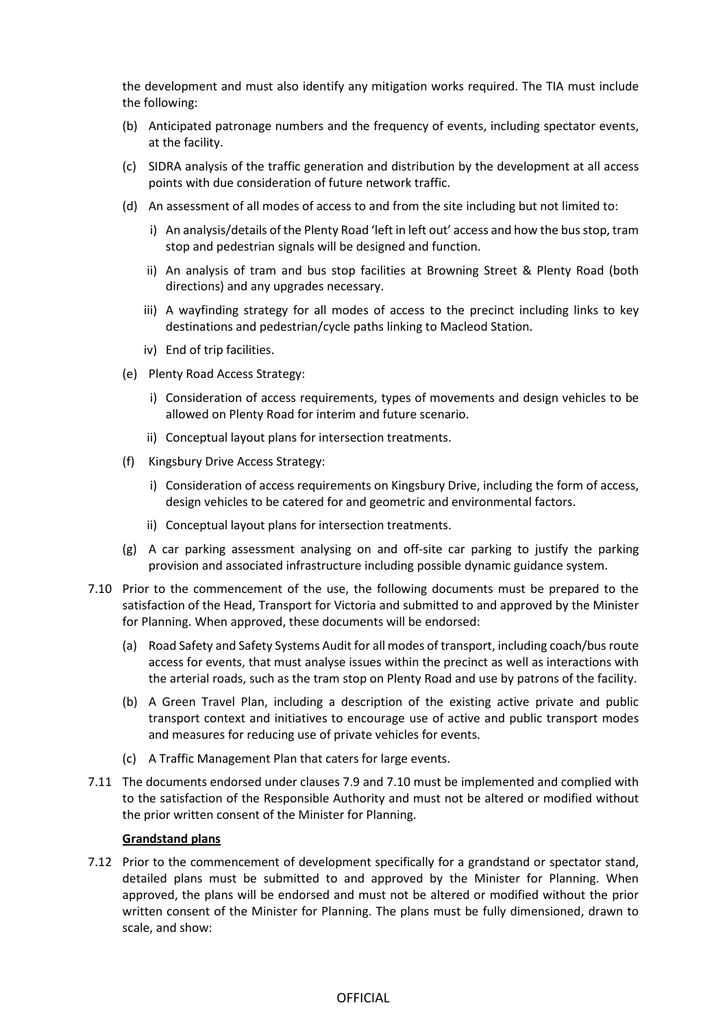the development and must also identify any mitigation works required. The TIA must include the following:

(b) Anticipated patronage numbers and the frequency of events, including spectator events, at the facility.

(c) SIDRA analysis of the traffic generation and distribution by the development at all access points with due consideration of future network traffic.

(d) An assessment of all modes of access to and from the site including but not limited to:

   i) An analysis/details of the Plenty Road 'left in left out' access and how the bus stop, tram stop and pedestrian signals will be designed and function.

   ii) An analysis of tram and bus stop facilities at Browning Street & Plenty Road (both directions) and any upgrades necessary.

   iii) A wayfinding strategy for all modes of access to the precinct including links to key destinations and pedestrian/cycle paths linking to Macleod Station.

   iv) End of trip facilities.

(e) Plenty Road Access Strategy:

   i) Consideration of access requirements, types of movements and design vehicles to be allowed on Plenty Road for interim and future scenario.

   ii) Conceptual layout plans for intersection treatments.

(f) Kingsbury Drive Access Strategy:

   i) Consideration of access requirements on Kingsbury Drive, including the form of access, design vehicles to be catered for and geometric and environmental factors.

   ii) Conceptual layout plans for intersection treatments.

(g) A car parking assessment analysing on and off-site car parking to justify the parking provision and associated infrastructure including possible dynamic guidance system.

7.10 Prior to the commencement of the use, the following documents must be prepared to the satisfaction of the Head, Transport for Victoria and submitted to and approved by the Minister for Planning. When approved, these documents will be endorsed:

(a) Road Safety and Safety Systems Audit for all modes of transport, including coach/bus route access for events, that must analyse issues within the precinct as well as interactions with the arterial roads, such as the tram stop on Plenty Road and use by patrons of the facility.

(b) A Green Travel Plan, including a description of the existing active private and public transport context and initiatives to encourage use of active and public transport modes and measures for reducing use of private vehicles for events.

(c) A Traffic Management Plan that caters for large events.

7.11 The documents endorsed under clauses 7.9 and 7.10 must be implemented and complied with to the satisfaction of the Responsible Authority and must not be altered or modified without the prior written consent of the Minister for Planning.

**Grandstand plans**

7.12 Prior to the commencement of development specifically for a grandstand or spectator stand, detailed plans must be submitted to and approved by the Minister for Planning. When approved, the plans will be endorsed and must not be altered or modified without the prior written consent of the Minister for Planning. The plans must be fully dimensioned, drawn to scale, and show: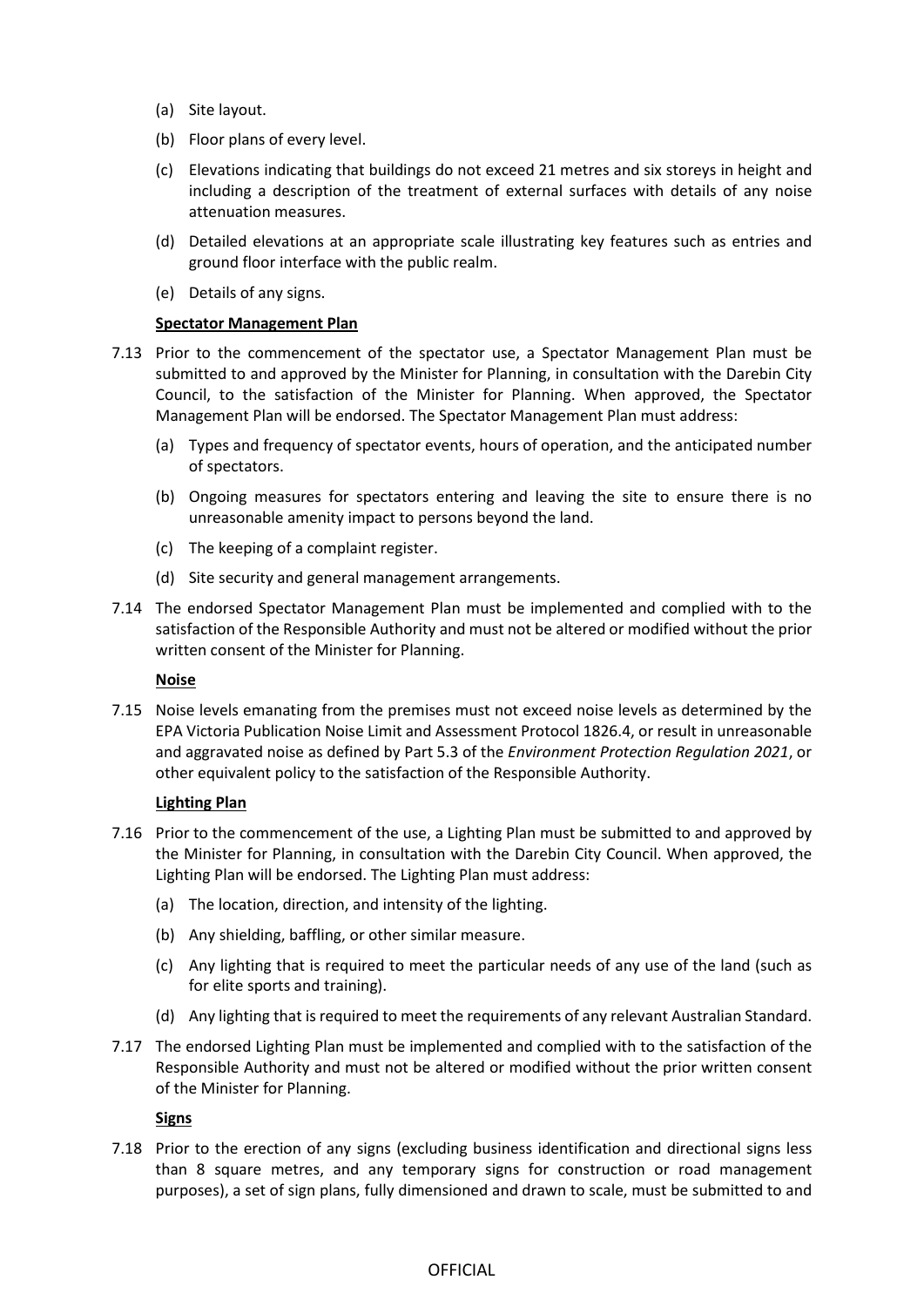(a) Site layout.

(b) Floor plans of every level.

(c) Elevations indicating that buildings do not exceed 21 metres and six storeys in height and including a description of the treatment of external surfaces with details of any noise attenuation measures.

(d) Detailed elevations at an appropriate scale illustrating key features such as entries and ground floor interface with the public realm.

(e) Details of any signs.

**Spectator Management Plan**

7.13 Prior to the commencement of the spectator use, a Spectator Management Plan must be submitted to and approved by the Minister for Planning, in consultation with the Darebin City Council, to the satisfaction of the Minister for Planning. When approved, the Spectator Management Plan will be endorsed. The Spectator Management Plan must address:

(a) Types and frequency of spectator events, hours of operation, and the anticipated number of spectators.

(b) Ongoing measures for spectators entering and leaving the site to ensure there is no unreasonable amenity impact to persons beyond the land.

(c) The keeping of a complaint register.

(d) Site security and general management arrangements.

7.14 The endorsed Spectator Management Plan must be implemented and complied with to the satisfaction of the Responsible Authority and must not be altered or modified without the prior written consent of the Minister for Planning.

**Noise**

7.15 Noise levels emanating from the premises must not exceed noise levels as determined by the EPA Victoria Publication Noise Limit and Assessment Protocol 1826.4, or result in unreasonable and aggravated noise as defined by Part 5.3 of the *Environment Protection Regulation 2021*, or other equivalent policy to the satisfaction of the Responsible Authority.

**Lighting Plan**

7.16 Prior to the commencement of the use, a Lighting Plan must be submitted to and approved by the Minister for Planning, in consultation with the Darebin City Council. When approved, the Lighting Plan will be endorsed. The Lighting Plan must address:

(a) The location, direction, and intensity of the lighting.

(b) Any shielding, baffling, or other similar measure.

(c) Any lighting that is required to meet the particular needs of any use of the land (such as for elite sports and training).

(d) Any lighting that is required to meet the requirements of any relevant Australian Standard.

7.17 The endorsed Lighting Plan must be implemented and complied with to the satisfaction of the Responsible Authority and must not be altered or modified without the prior written consent of the Minister for Planning.

**Signs**

7.18 Prior to the erection of any signs (excluding business identification and directional signs less than 8 square metres, and any temporary signs for construction or road management purposes), a set of sign plans, fully dimensioned and drawn to scale, must be submitted to and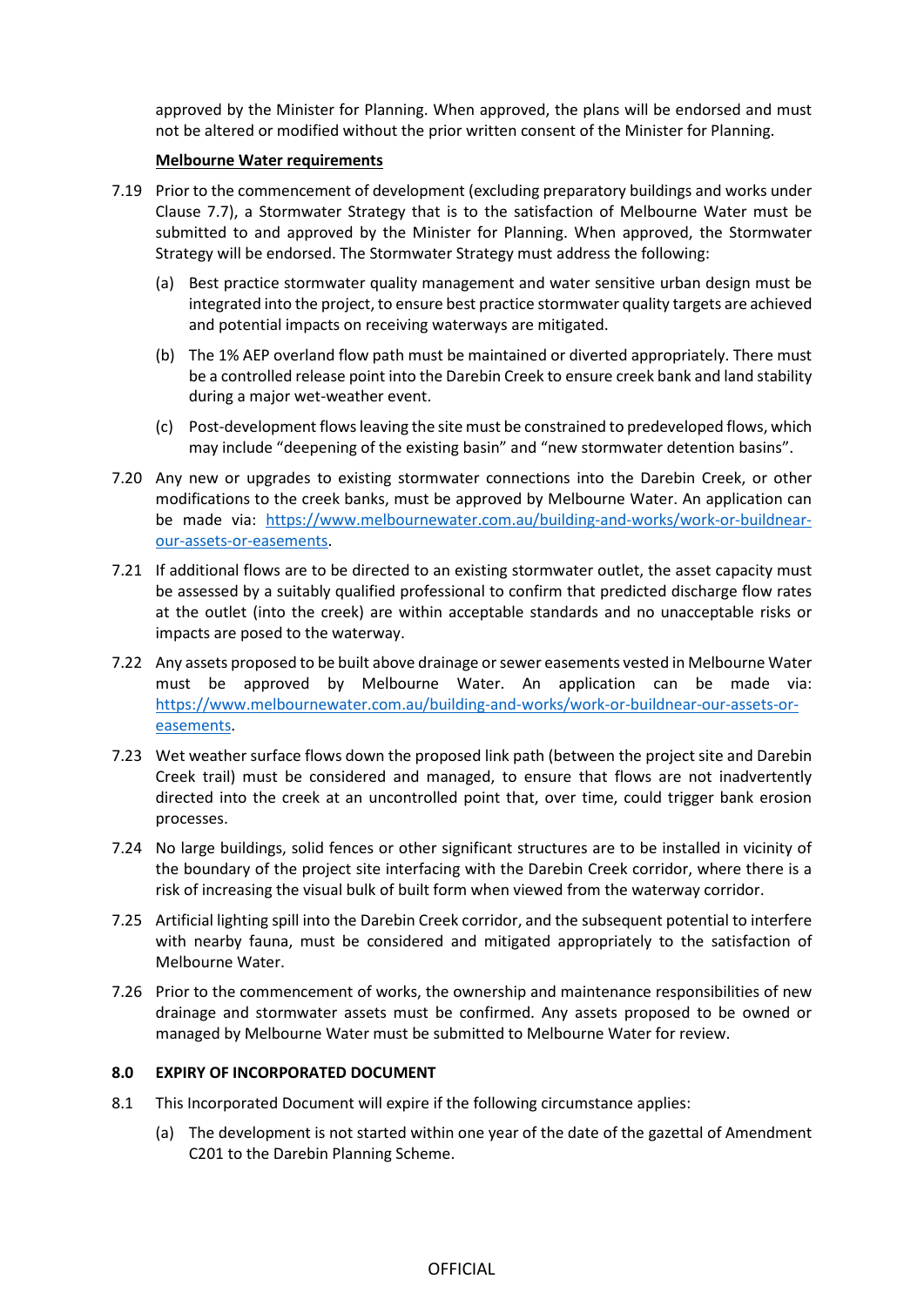approved by the Minister for Planning. When approved, the plans will be endorsed and must not be altered or modified without the prior written consent of the Minister for Planning.

**Melbourne Water requirements**

7.19 Prior to the commencement of development (excluding preparatory buildings and works under Clause 7.7), a Stormwater Strategy that is to the satisfaction of Melbourne Water must be submitted to and approved by the Minister for Planning. When approved, the Stormwater Strategy will be endorsed. The Stormwater Strategy must address the following:

(a) Best practice stormwater quality management and water sensitive urban design must be integrated into the project, to ensure best practice stormwater quality targets are achieved and potential impacts on receiving waterways are mitigated.

(b) The 1% AEP overland flow path must be maintained or diverted appropriately. There must be a controlled release point into the Darebin Creek to ensure creek bank and land stability during a major wet-weather event.

(c) Post-development flows leaving the site must be constrained to predeveloped flows, which may include "deepening of the existing basin" and "new stormwater detention basins".

7.20 Any new or upgrades to existing stormwater connections into the Darebin Creek, or other modifications to the creek banks, must be approved by Melbourne Water. An application can be made via: https://www.melbournewater.com.au/building-and-works/work-or-buildnear-our-assets-or-easements.

7.21 If additional flows are to be directed to an existing stormwater outlet, the asset capacity must be assessed by a suitably qualified professional to confirm that predicted discharge flow rates at the outlet (into the creek) are within acceptable standards and no unacceptable risks or impacts are posed to the waterway.

7.22 Any assets proposed to be built above drainage or sewer easements vested in Melbourne Water must be approved by Melbourne Water. An application can be made via: https://www.melbournewater.com.au/building-and-works/work-or-buildnear-our-assets-or-easements.

7.23 Wet weather surface flows down the proposed link path (between the project site and Darebin Creek trail) must be considered and managed, to ensure that flows are not inadvertently directed into the creek at an uncontrolled point that, over time, could trigger bank erosion processes.

7.24 No large buildings, solid fences or other significant structures are to be installed in vicinity of the boundary of the project site interfacing with the Darebin Creek corridor, where there is a risk of increasing the visual bulk of built form when viewed from the waterway corridor.

7.25 Artificial lighting spill into the Darebin Creek corridor, and the subsequent potential to interfere with nearby fauna, must be considered and mitigated appropriately to the satisfaction of Melbourne Water.

7.26 Prior to the commencement of works, the ownership and maintenance responsibilities of new drainage and stormwater assets must be confirmed. Any assets proposed to be owned or managed by Melbourne Water must be submitted to Melbourne Water for review.

## 8.0 EXPIRY OF INCORPORATED DOCUMENT

8.1 This Incorporated Document will expire if the following circumstance applies:

(a) The development is not started within one year of the date of the gazettal of Amendment C201 to the Darebin Planning Scheme.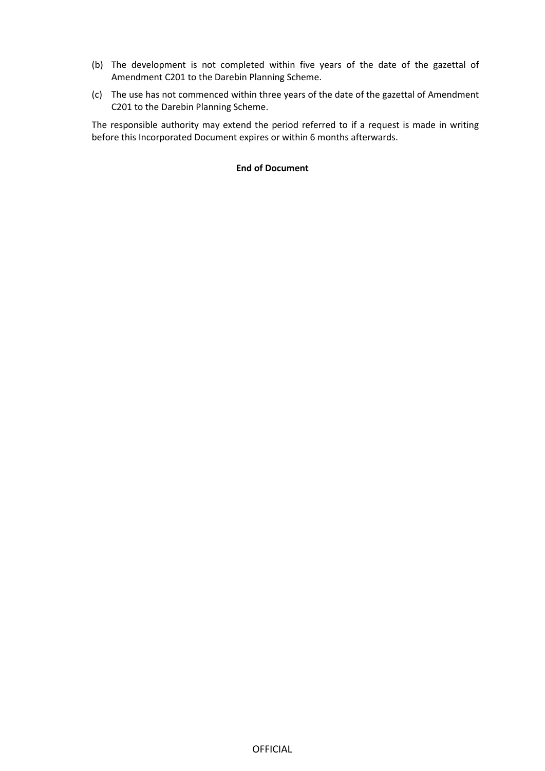(b) The development is not completed within five years of the date of the gazettal of Amendment C201 to the Darebin Planning Scheme.

(c) The use has not commenced within three years of the date of the gazettal of Amendment C201 to the Darebin Planning Scheme.

The responsible authority may extend the period referred to if a request is made in writing before this Incorporated Document expires or within 6 months afterwards.

**End of Document**